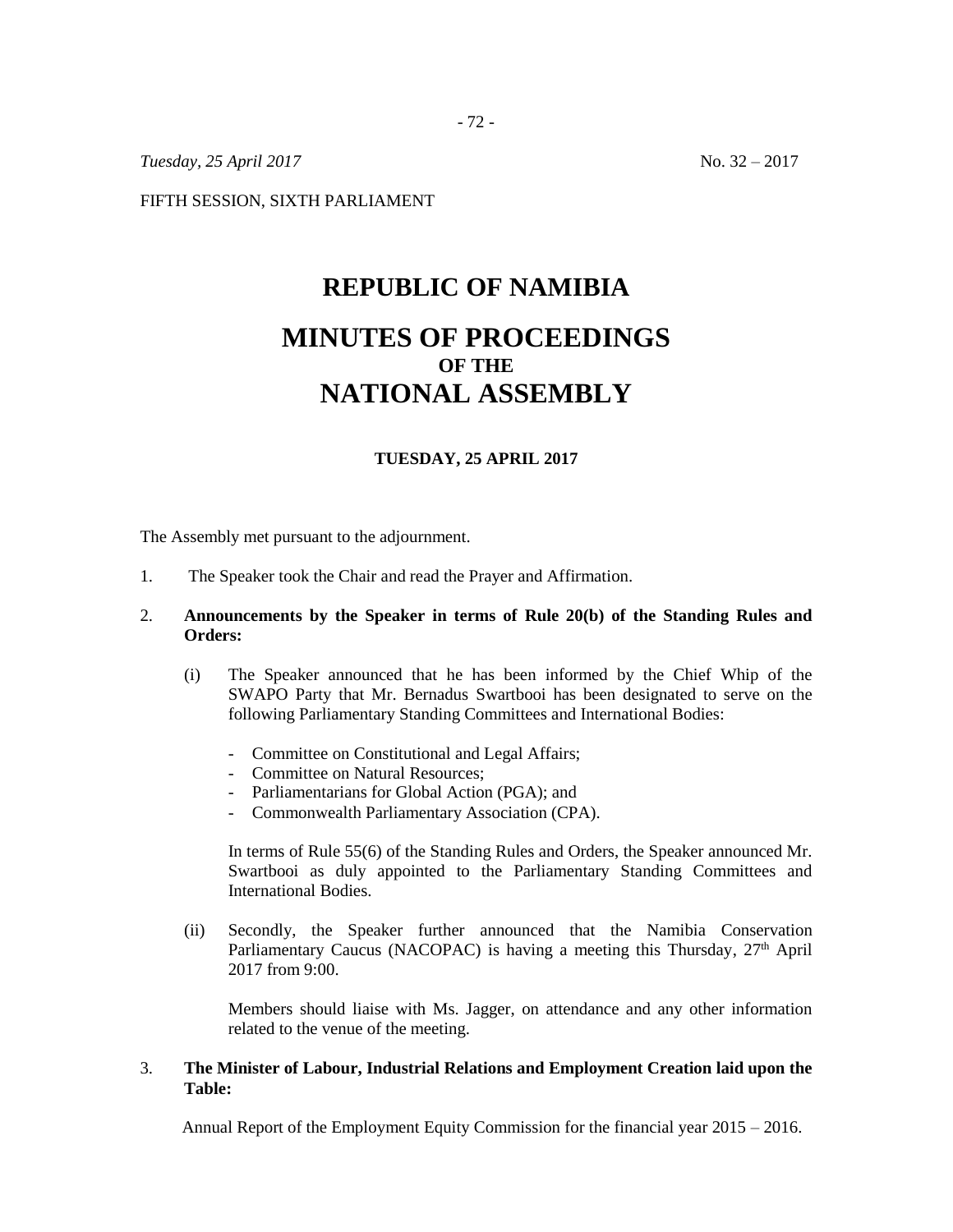*Tuesday, 25 April 2017* No. 32 – 2017

FIFTH SESSION, SIXTH PARLIAMENT

# REPUBLIC OF NAMIBIA

# MINUTES OF PROCEEDINGS
## OF THE
# NATIONAL ASSEMBLY

**TUESDAY, 25 APRIL 2017**

The Assembly met pursuant to the adjournment.

1. The Speaker took the Chair and read the Prayer and Affirmation.

2. **Announcements by the Speaker in terms of Rule 20(b) of the Standing Rules and Orders:**

   (i) The Speaker announced that he has been informed by the Chief Whip of the SWAPO Party that Mr. Bernadus Swartbooi has been designated to serve on the following Parliamentary Standing Committees and International Bodies:

   - Committee on Constitutional and Legal Affairs;
   - Committee on Natural Resources;
   - Parliamentarians for Global Action (PGA); and
   - Commonwealth Parliamentary Association (CPA).

   In terms of Rule 55(6) of the Standing Rules and Orders, the Speaker announced Mr. Swartbooi as duly appointed to the Parliamentary Standing Committees and International Bodies.

   (ii) Secondly, the Speaker further announced that the Namibia Conservation Parliamentary Caucus (NACOPAC) is having a meeting this Thursday, 27th April 2017 from 9:00.

   Members should liaise with Ms. Jagger, on attendance and any other information related to the venue of the meeting.

3. **The Minister of Labour, Industrial Relations and Employment Creation laid upon the Table:**

   Annual Report of the Employment Equity Commission for the financial year 2015 – 2016.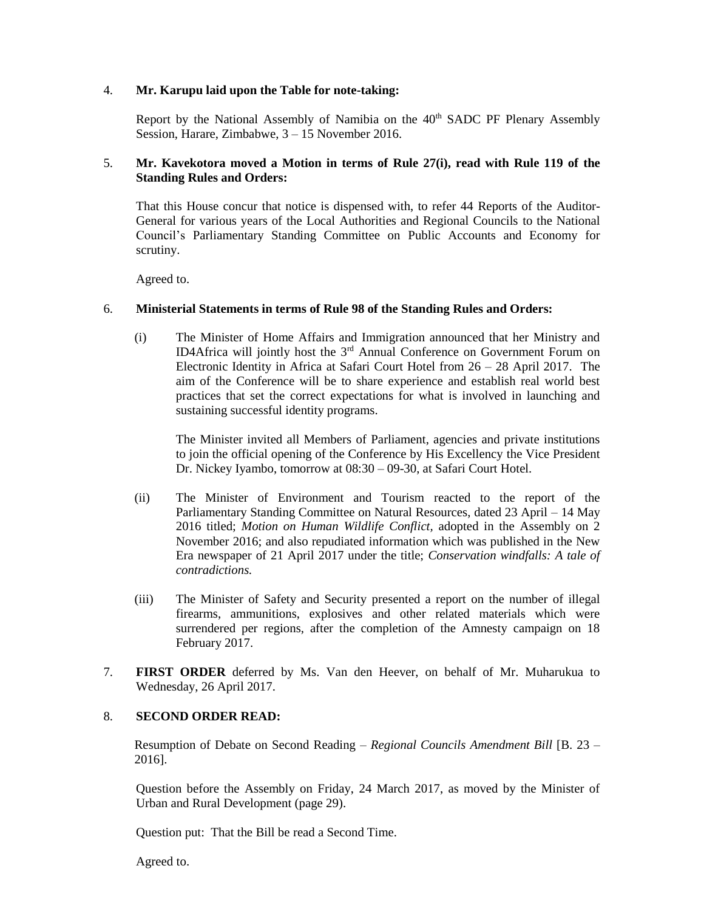4. **Mr. Karupu laid upon the Table for note-taking:**

   Report by the National Assembly of Namibia on the 40th SADC PF Plenary Assembly Session, Harare, Zimbabwe, 3 – 15 November 2016.

5. **Mr. Kavekotora moved a Motion in terms of Rule 27(i), read with Rule 119 of the Standing Rules and Orders:**

   That this House concur that notice is dispensed with, to refer 44 Reports of the Auditor-General for various years of the Local Authorities and Regional Councils to the National Council's Parliamentary Standing Committee on Public Accounts and Economy for scrutiny.

   Agreed to.

6. **Ministerial Statements in terms of Rule 98 of the Standing Rules and Orders:**

   (i) The Minister of Home Affairs and Immigration announced that her Ministry and ID4Africa will jointly host the 3rd Annual Conference on Government Forum on Electronic Identity in Africa at Safari Court Hotel from 26 – 28 April 2017. The aim of the Conference will be to share experience and establish real world best practices that set the correct expectations for what is involved in launching and sustaining successful identity programs.

   The Minister invited all Members of Parliament, agencies and private institutions to join the official opening of the Conference by His Excellency the Vice President Dr. Nickey Iyambo, tomorrow at 08:30 – 09-30, at Safari Court Hotel.

   (ii) The Minister of Environment and Tourism reacted to the report of the Parliamentary Standing Committee on Natural Resources, dated 23 April – 14 May 2016 titled; *Motion on Human Wildlife Conflict*, adopted in the Assembly on 2 November 2016; and also repudiated information which was published in the New Era newspaper of 21 April 2017 under the title; *Conservation windfalls: A tale of contradictions.*

   (iii) The Minister of Safety and Security presented a report on the number of illegal firearms, ammunitions, explosives and other related materials which were surrendered per regions, after the completion of the Amnesty campaign on 18 February 2017.

7. **FIRST ORDER** deferred by Ms. Van den Heever, on behalf of Mr. Muharukua to Wednesday, 26 April 2017.

8. **SECOND ORDER READ:**

   Resumption of Debate on Second Reading – *Regional Councils Amendment Bill* [B. 23 – 2016].

   Question before the Assembly on Friday, 24 March 2017, as moved by the Minister of Urban and Rural Development (page 29).

   Question put: That the Bill be read a Second Time.

   Agreed to.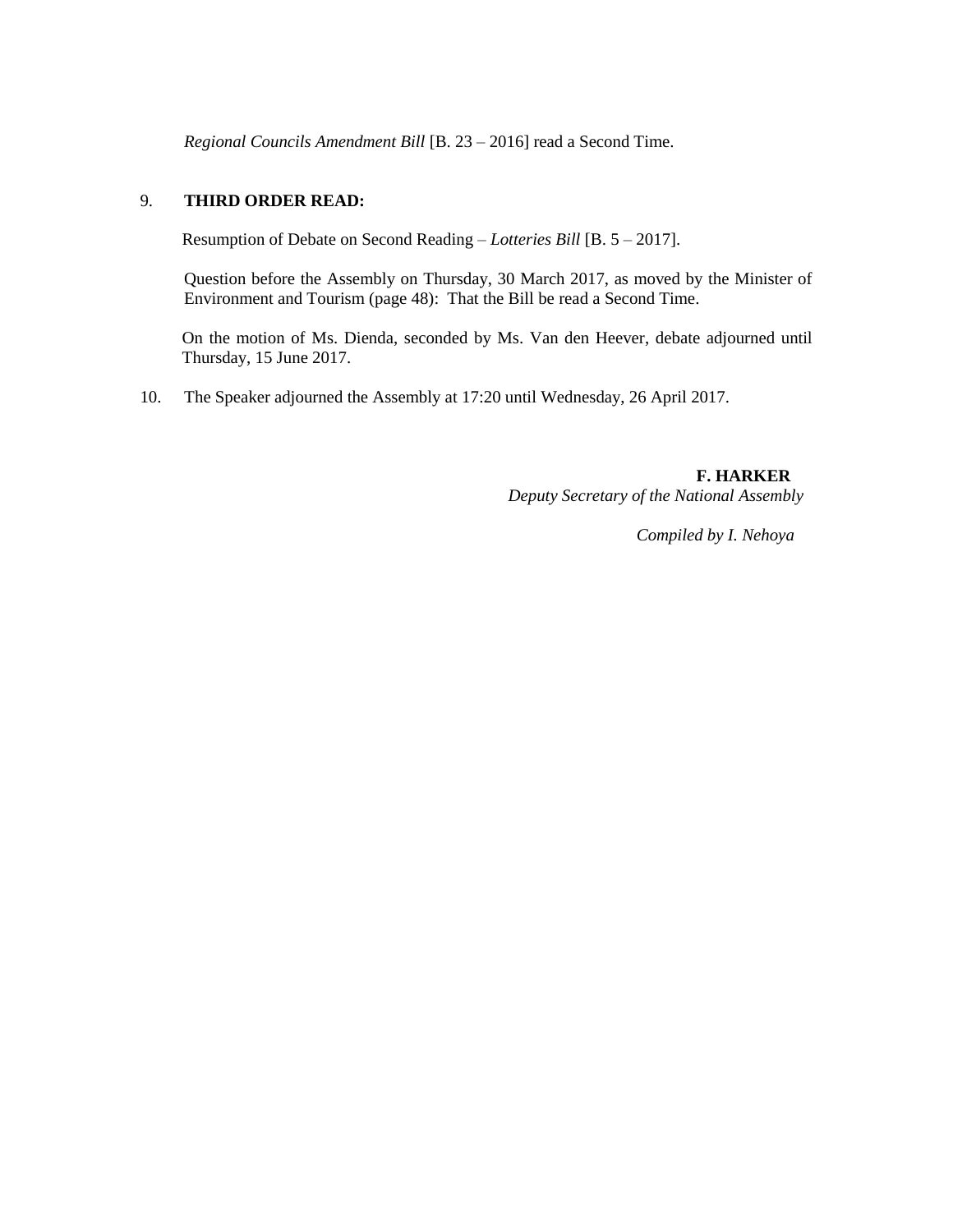*Regional Councils Amendment Bill* [B. 23 – 2016] read a Second Time.

9. **THIRD ORDER READ:**

Resumption of Debate on Second Reading – *Lotteries Bill* [B. 5 – 2017].

Question before the Assembly on Thursday, 30 March 2017, as moved by the Minister of Environment and Tourism (page 48): That the Bill be read a Second Time.

On the motion of Ms. Dienda, seconded by Ms. Van den Heever, debate adjourned until Thursday, 15 June 2017.

10. The Speaker adjourned the Assembly at 17:20 until Wednesday, 26 April 2017.

**F. HARKER**
*Deputy Secretary of the National Assembly*

*Compiled by I. Nehoya*